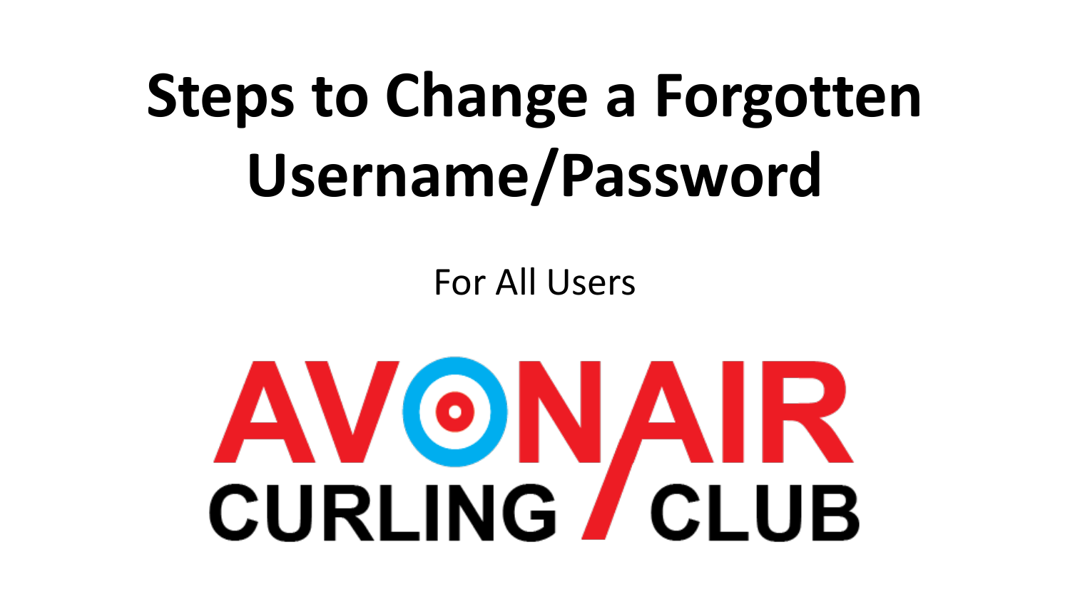# Steps to Change a Forgotten Username/Password

For All Users

AVONAIR CURLING CLUB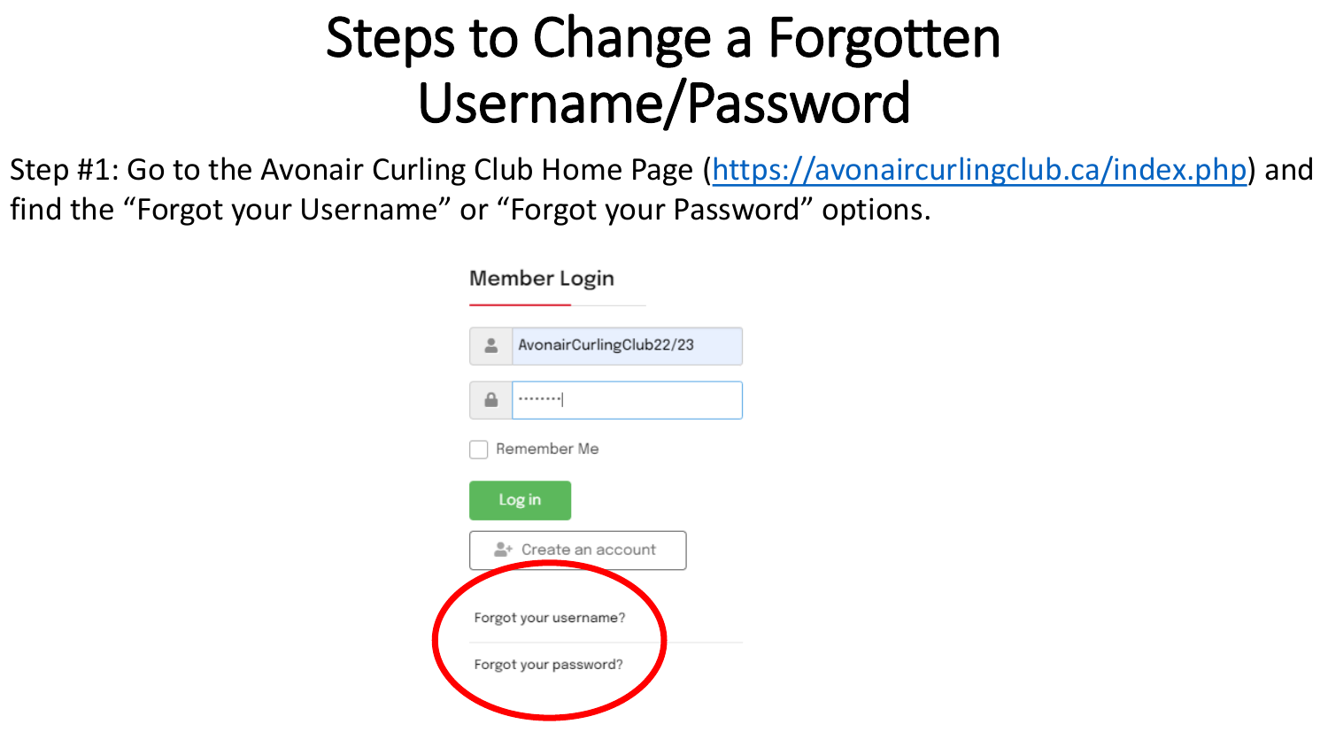# Steps to Change a Forgotten Username/Password

Step #1: Go to the Avonair Curling Club Home Page ([https://avonaircurlingclub.ca/index.php](https://avonaircurlingclub.ca/index.php)) and find the “Forgot your Username” or “Forgot your Password” options.

Member Login

AvonairCurlingClub22/23

Remember Me

Log in

Create an account

Forgot your username?

Forgot your password?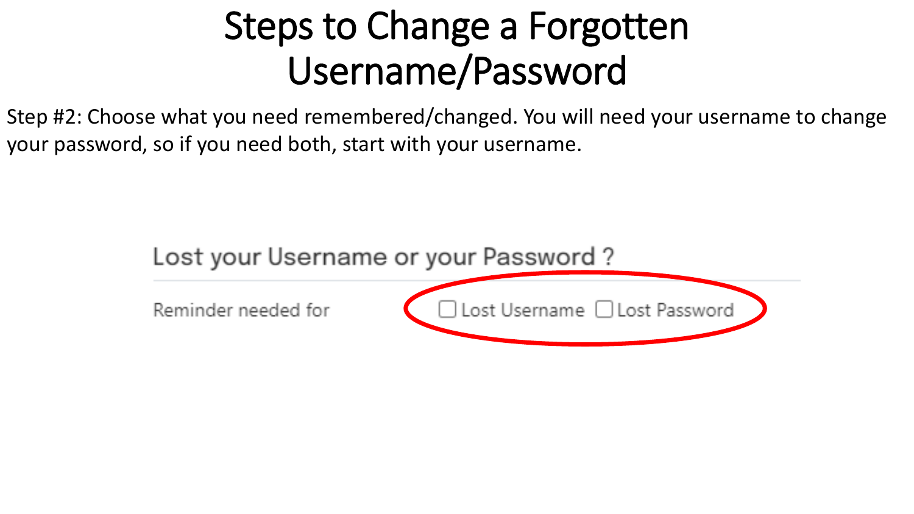# Steps to Change a Forgotten Username/Password

Step #2: Choose what you need remembered/changed. You will need your username to change your password, so if you need both, start with your username.

Lost your Username or your Password ?

Reminder needed for ☐ Lost Username ☐ Lost Password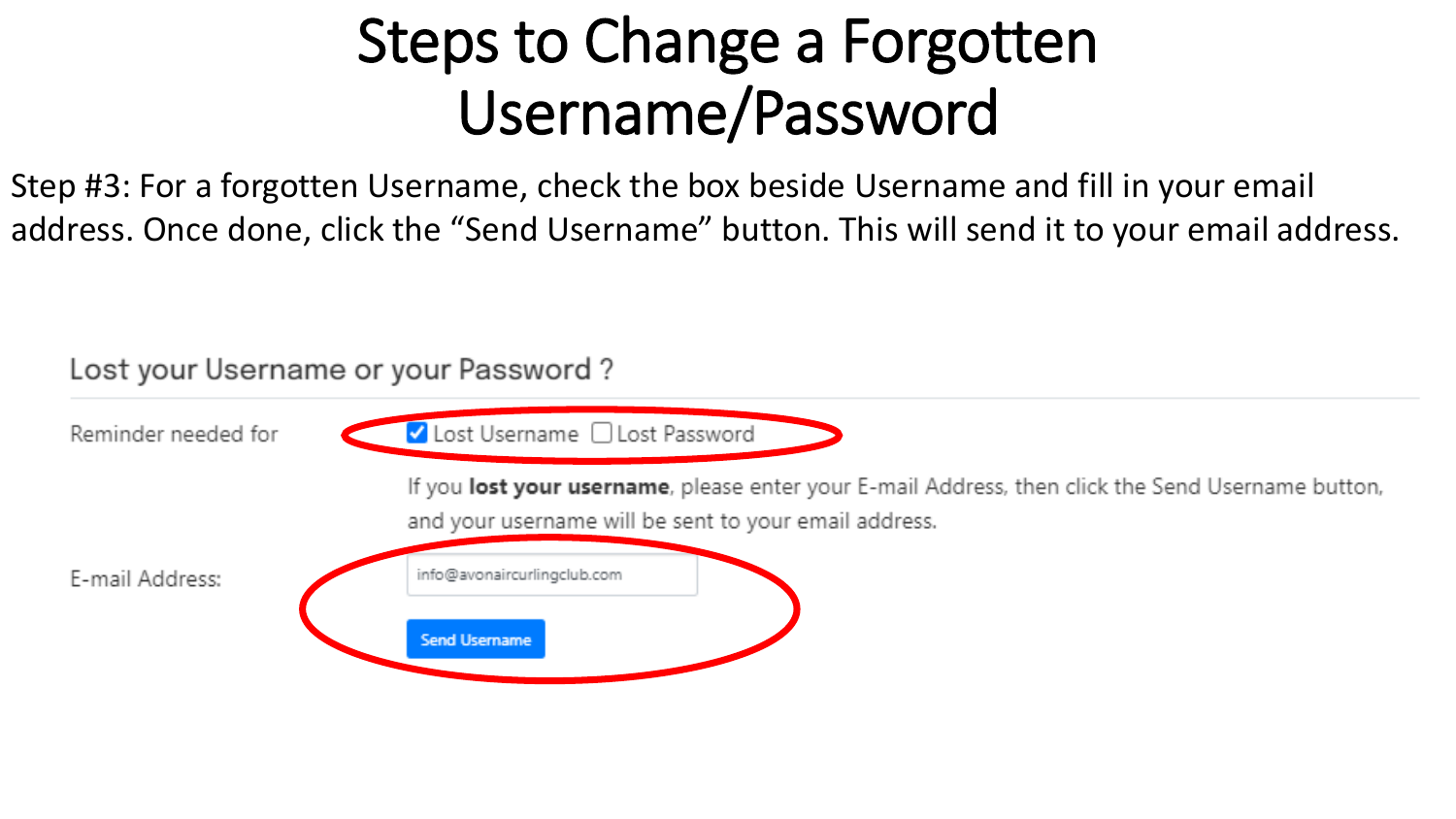# Steps to Change a Forgotten Username/Password

Step #3: For a forgotten Username, check the box beside Username and fill in your email address. Once done, click the “Send Username” button. This will send it to your email address.

## Lost your Username or your Password ?

Reminder needed for ☑ Lost Username ☐ Lost Password

If you **lost your username**, please enter your E-mail Address, then click the Send Username button, and your username will be sent to your email address.

E-mail Address: info@avonaircurlingclub.com

Send Username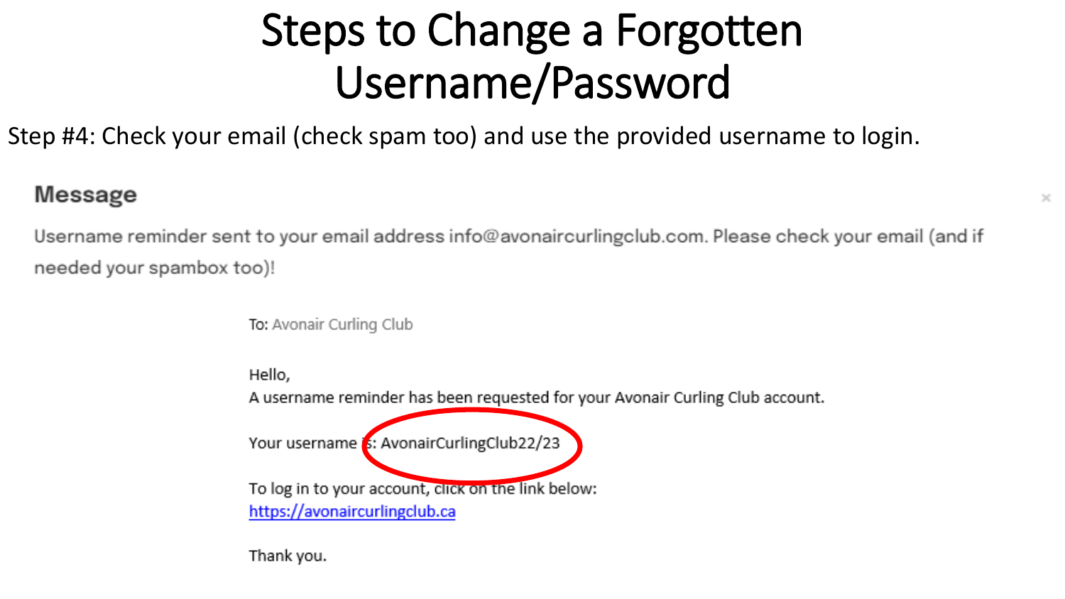# Steps to Change a Forgotten Username/Password

Step #4: Check your email (check spam too) and use the provided username to login.

**Message**

Username reminder sent to your email address info@avonaircurlingclub.com. Please check your email (and if needed your spambox too)!

To: Avonair Curling Club

Hello,
A username reminder has been requested for your Avonair Curling Club account.

Your username is: AvonairCurlingClub22/23

To log in to your account, click on the link below:
https://avonaircurlingclub.ca

Thank you.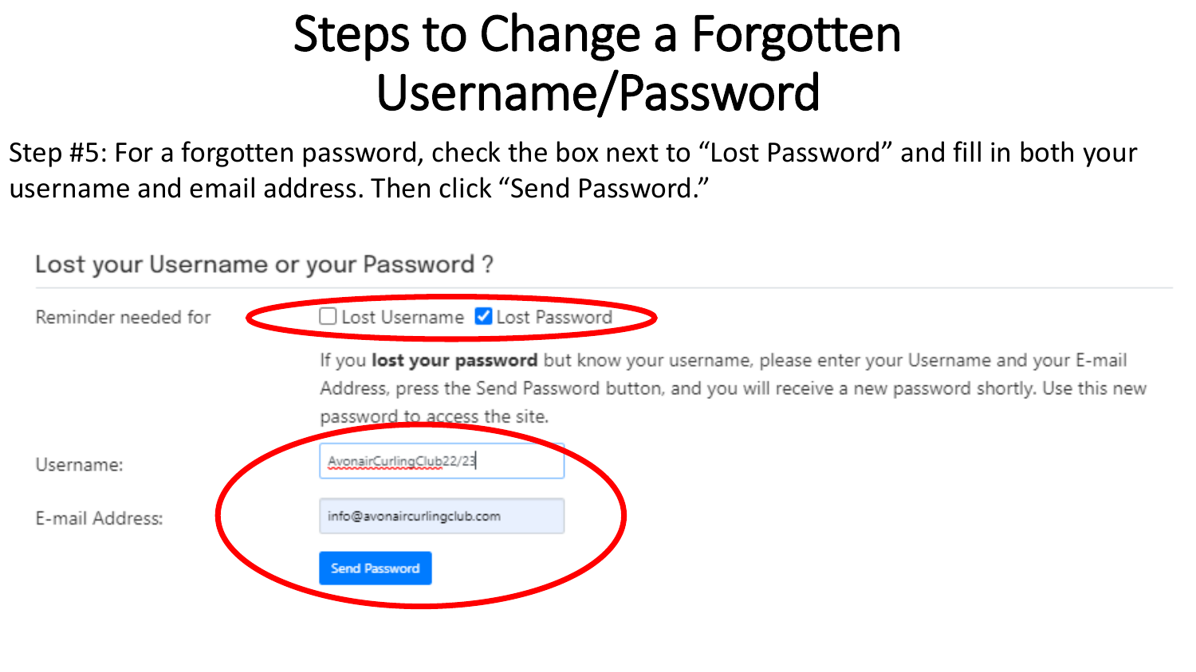# Steps to Change a Forgotten Username/Password

Step #5: For a forgotten password, check the box next to "Lost Password" and fill in both your username and email address. Then click "Send Password."

## Lost your Username or your Password ?

Reminder needed for ☐ Lost Username ☑ Lost Password

If you **lost your password** but know your username, please enter your Username and your E-mail Address, press the Send Password button, and you will receive a new password shortly. Use this new password to access the site.

Username: AvonairCurlingClub22/23

E-mail Address: info@avonaircurlingclub.com

Send Password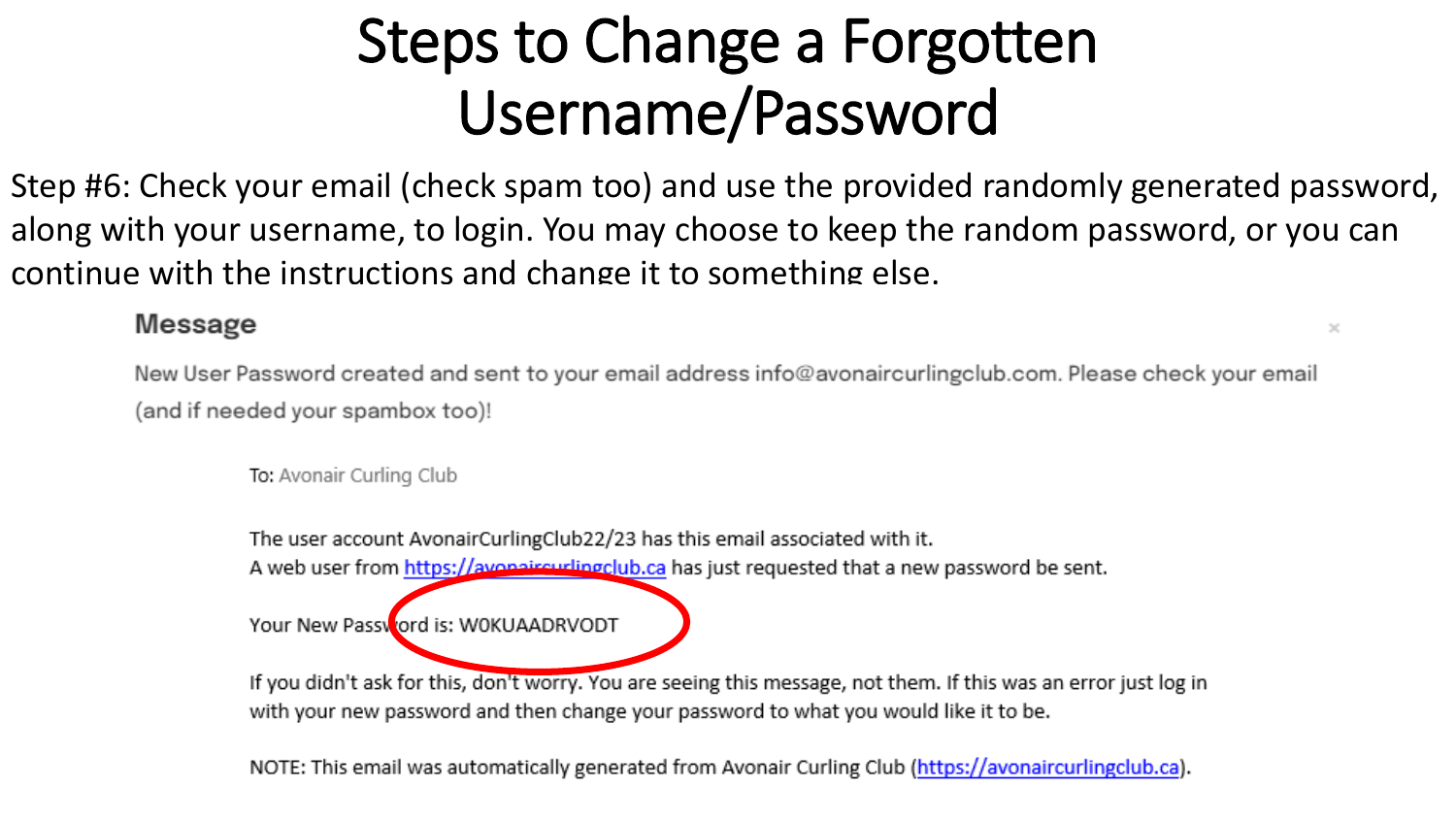# Steps to Change a Forgotten Username/Password

Step #6: Check your email (check spam too) and use the provided randomly generated password, along with your username, to login. You may choose to keep the random password, or you can continue with the instructions and change it to something else.

**Message**

New User Password created and sent to your email address info@avonaircurlingclub.com. Please check your email (and if needed your spambox too)!

To: Avonair Curling Club

The user account AvonairCurlingClub22/23 has this email associated with it.
A web user from https://avonaircurlingclub.ca has just requested that a new password be sent.

Your New Password is: W0KUAADRVODT

If you didn't ask for this, don't worry. You are seeing this message, not them. If this was an error just log in with your new password and then change your password to what you would like it to be.

NOTE: This email was automatically generated from Avonair Curling Club (https://avonaircurlingclub.ca).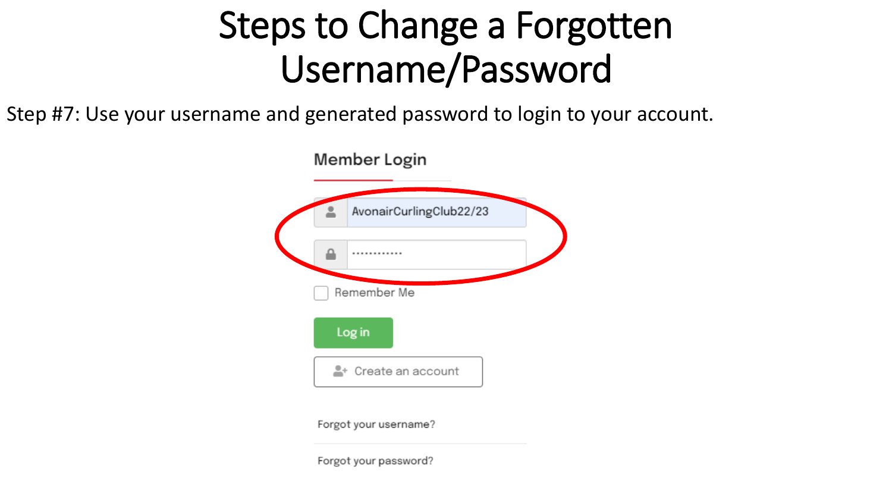# Steps to Change a Forgotten Username/Password

Step #7: Use your username and generated password to login to your account.

**Member Login**

AvonairCurlingClub22/23

············

Remember Me

Log in

Create an account

Forgot your username?

Forgot your password?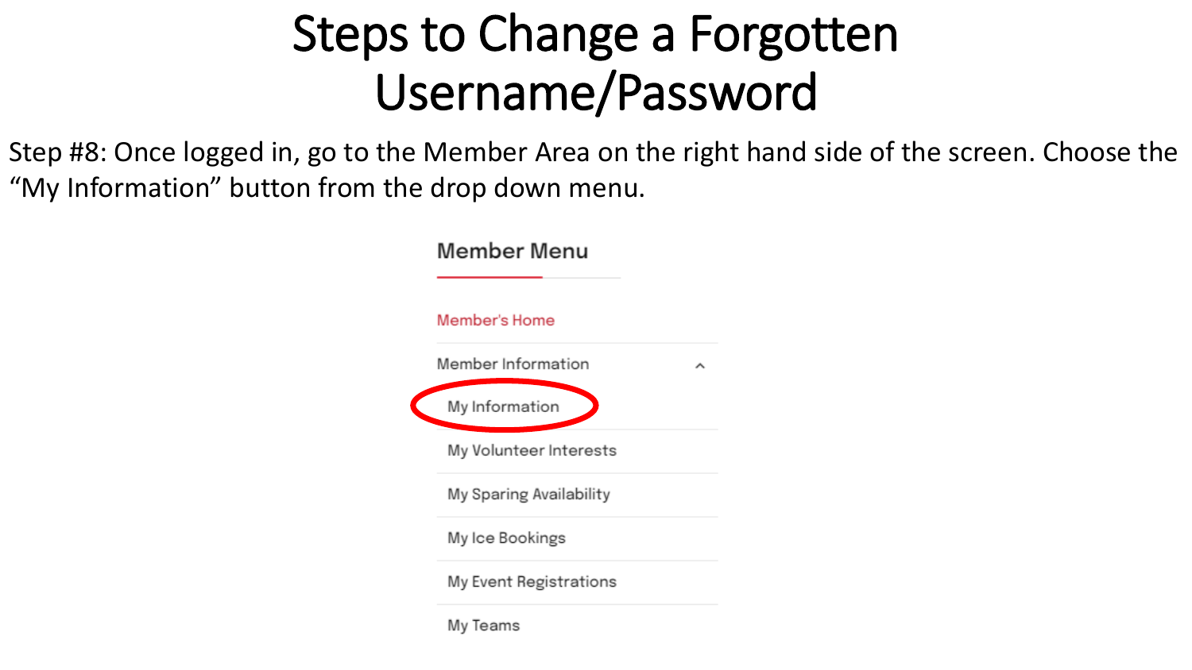# Steps to Change a Forgotten Username/Password

Step #8: Once logged in, go to the Member Area on the right hand side of the screen. Choose the "My Information" button from the drop down menu.

**Member Menu**

- Member's Home
- Member Information
  - My Information
  - My Volunteer Interests
  - My Sparing Availability
  - My Ice Bookings
  - My Event Registrations
  - My Teams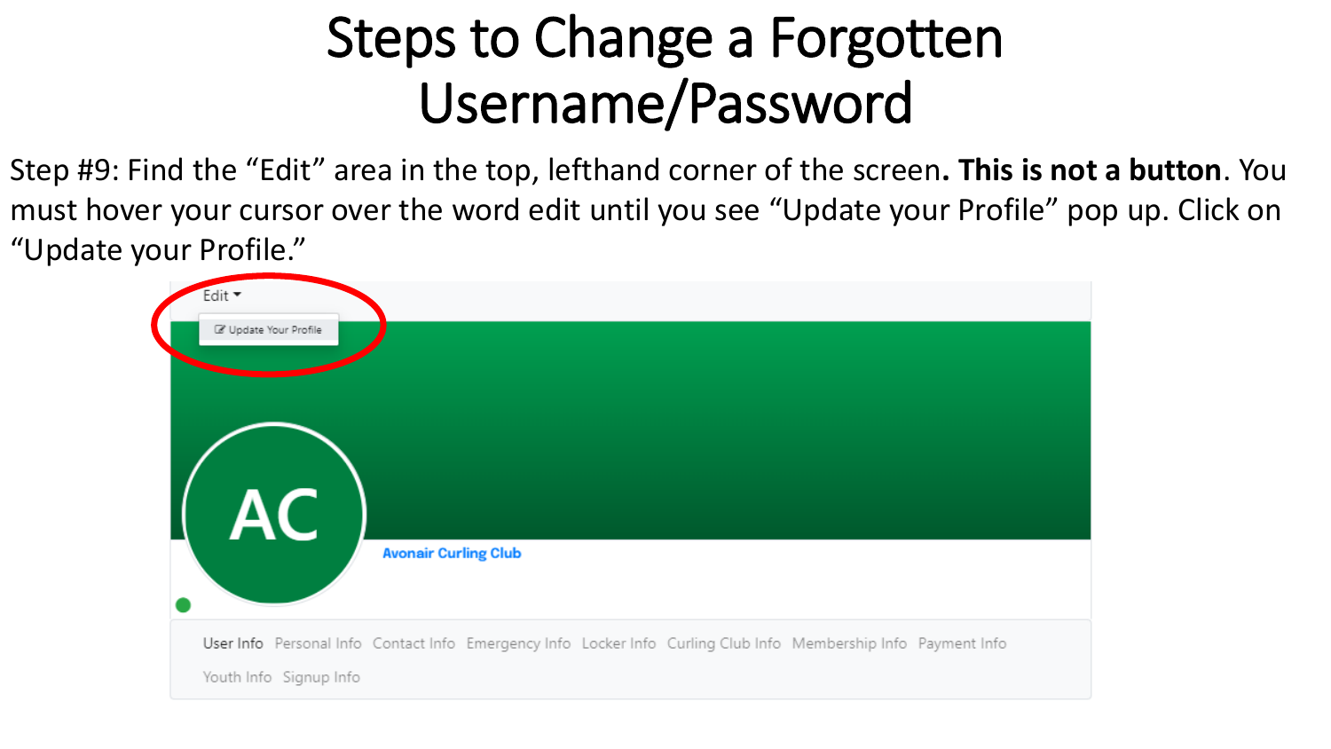# Steps to Change a Forgotten Username/Password

Step #9: Find the "Edit" area in the top, lefthand corner of the screen**. This is not a button**. You must hover your cursor over the word edit until you see "Update your Profile" pop up. Click on "Update your Profile."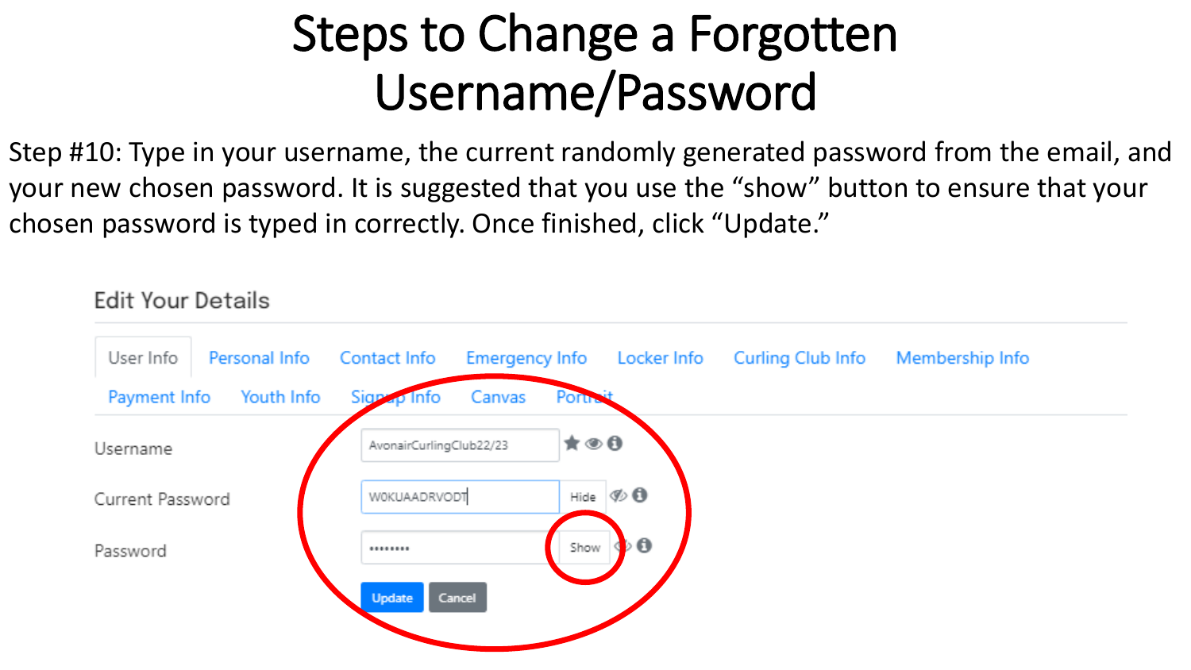# Steps to Change a Forgotten Username/Password

Step #10: Type in your username, the current randomly generated password from the email, and your new chosen password. It is suggested that you use the “show” button to ensure that your chosen password is typed in correctly. Once finished, click “Update.”

Edit Your Details

User Info | Personal Info | Contact Info | Emergency Info | Locker Info | Curling Club Info | Membership Info | Payment Info | Youth Info | Signup Info | Canvas | Portrait

| | | |
|---|---|---|
| Username | AvonairCurlingClub22/23 | |
| Current Password | W0KUAADRVODT | Hide |
| Password | •••••••• | Show |

Update | Cancel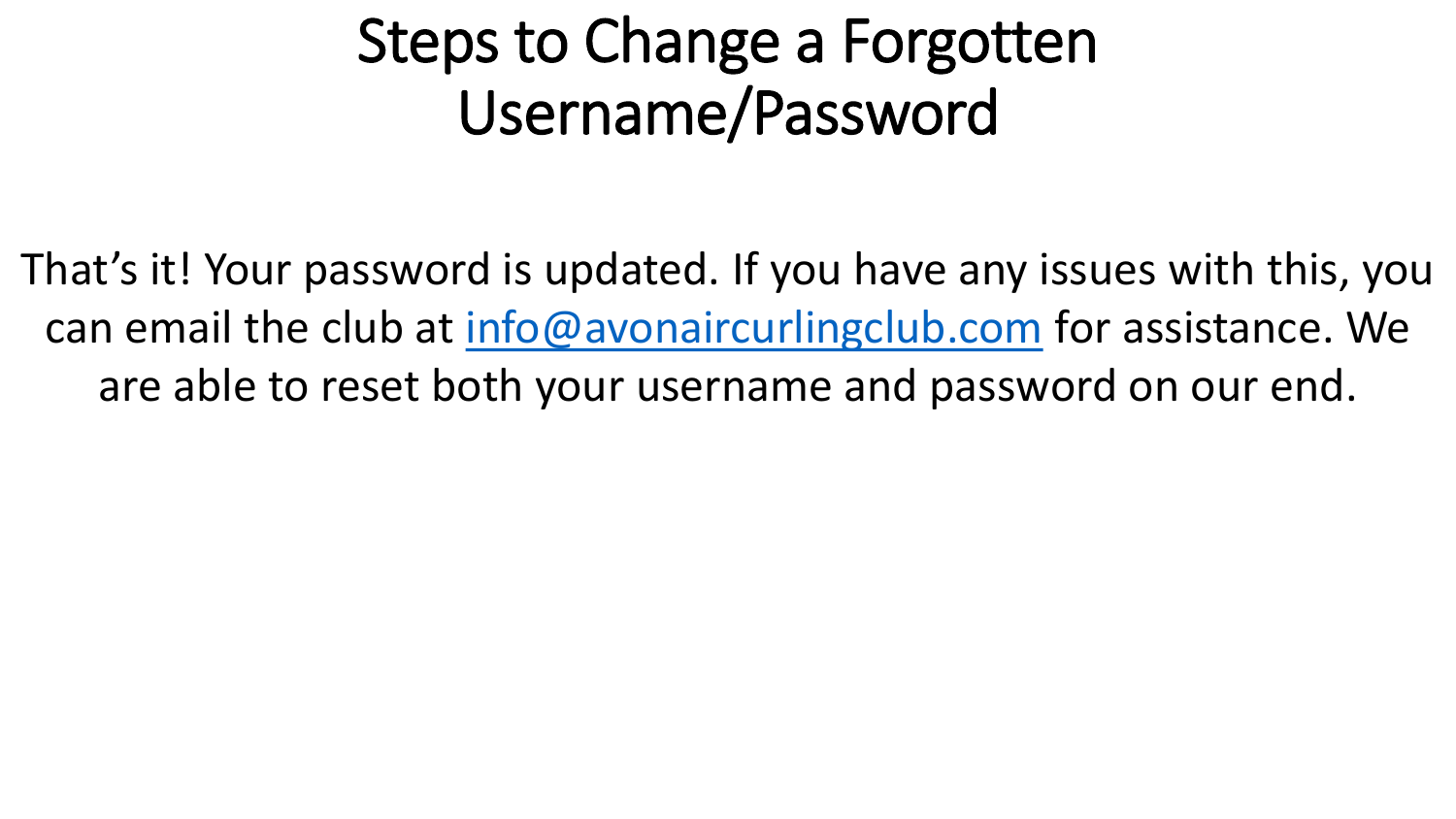# Steps to Change a Forgotten Username/Password

That’s it! Your password is updated. If you have any issues with this, you can email the club at info@avonaircurlingclub.com for assistance. We are able to reset both your username and password on our end.